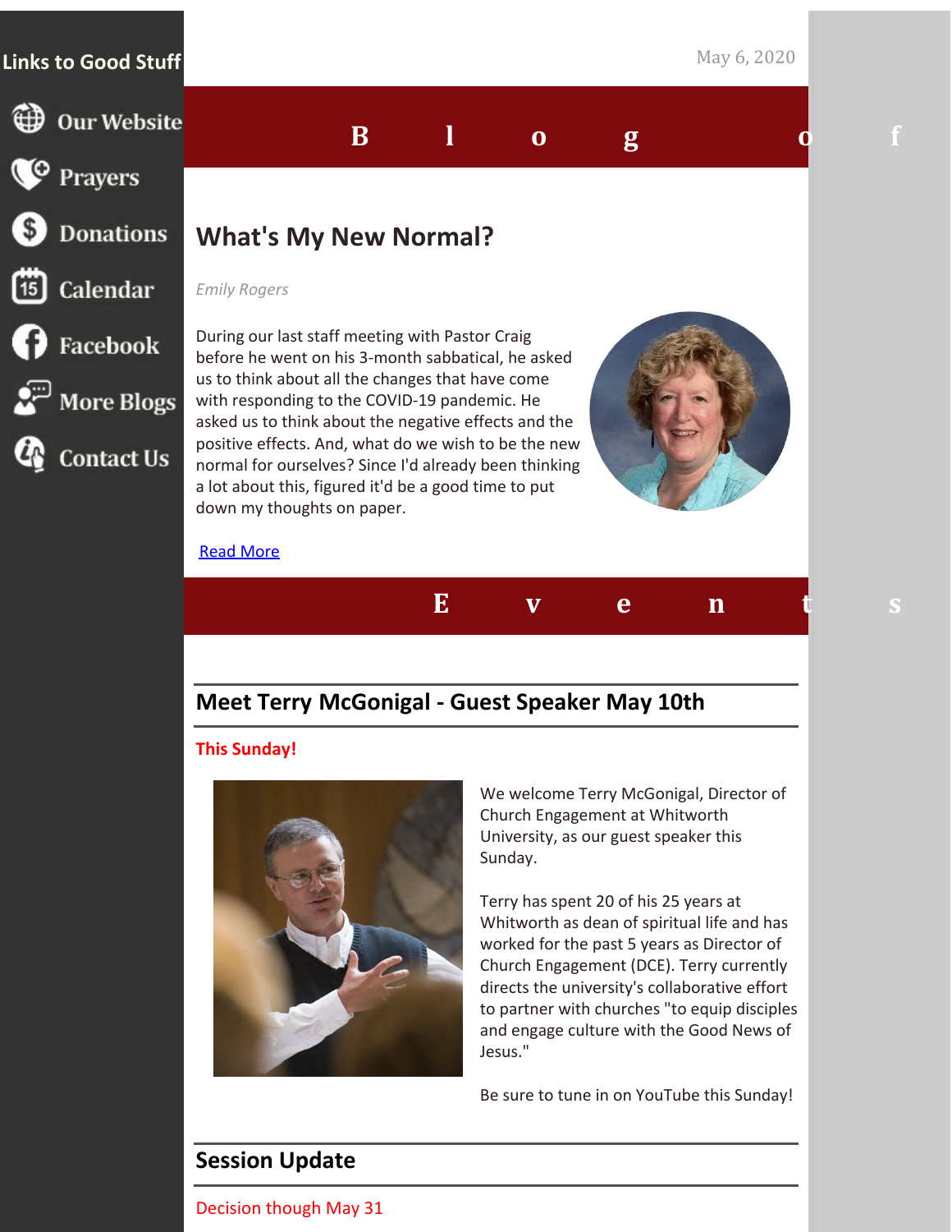## Links to Good Stuff

- Our Website
- Prayers
- Donations
- Calendar
- Facebook
- More Blogs
- Contact Us

May 6, 2020

# Blog of

## What's My New Normal?

*Emily Rogers*

During our last staff meeting with Pastor Craig before he went on his 3-month sabbatical, he asked us to think about all the changes that have come with responding to the COVID-19 pandemic. He asked us to think about the negative effects and the positive effects. And, what do we wish to be the new normal for ourselves? Since I'd already been thinking a lot about this, figured it'd be a good time to put down my thoughts on paper.

Read More

# Events

## Meet Terry McGonigal - Guest Speaker May 10th

**This Sunday!**

We welcome Terry McGonigal, Director of Church Engagement at Whitworth University, as our guest speaker this Sunday.

Terry has spent 20 of his 25 years at Whitworth as dean of spiritual life and has worked for the past 5 years as Director of Church Engagement (DCE). Terry currently directs the university's collaborative effort to partner with churches "to equip disciples and engage culture with the Good News of Jesus."

Be sure to tune in on YouTube this Sunday!

## Session Update

Decision though May 31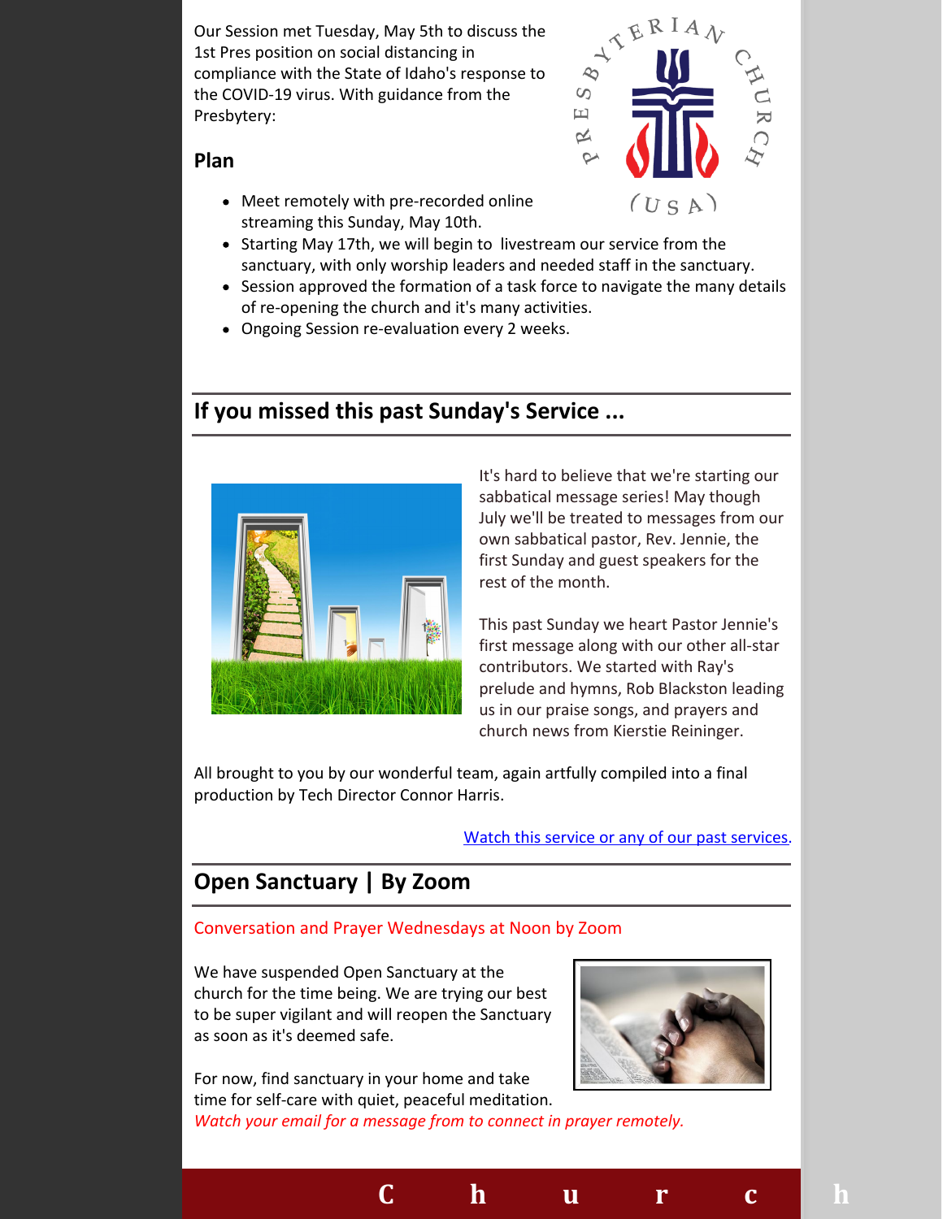Our Session met Tuesday, May 5th to discuss the 1st Pres position on social distancing in compliance with the State of Idaho's response to the COVID-19 virus. With guidance from the Presbytery:

### Plan

- Meet remotely with pre-recorded online streaming this Sunday, May 10th.
- Starting May 17th, we will begin to livestream our service from the sanctuary, with only worship leaders and needed staff in the sanctuary.
- Session approved the formation of a task force to navigate the many details of re-opening the church and it's many activities.
- Ongoing Session re-evaluation every 2 weeks.

## If you missed this past Sunday's Service ...

It's hard to believe that we're starting our sabbatical message series! May though July we'll be treated to messages from our own sabbatical pastor, Rev. Jennie, the first Sunday and guest speakers for the rest of the month.

This past Sunday we heart Pastor Jennie's first message along with our other all-star contributors. We started with Ray's prelude and hymns, Rob Blackston leading us in our praise songs, and prayers and church news from Kierstie Reininger.

All brought to you by our wonderful team, again artfully compiled into a final production by Tech Director Connor Harris.

Watch this service or any of our past services.

## Open Sanctuary | By Zoom

Conversation and Prayer Wednesdays at Noon by Zoom

We have suspended Open Sanctuary at the church for the time being. We are trying our best to be super vigilant and will reopen the Sanctuary as soon as it's deemed safe.

For now, find sanctuary in your home and take time for self-care with quiet, peaceful meditation.
*Watch your email for a message from to connect in prayer remotely.*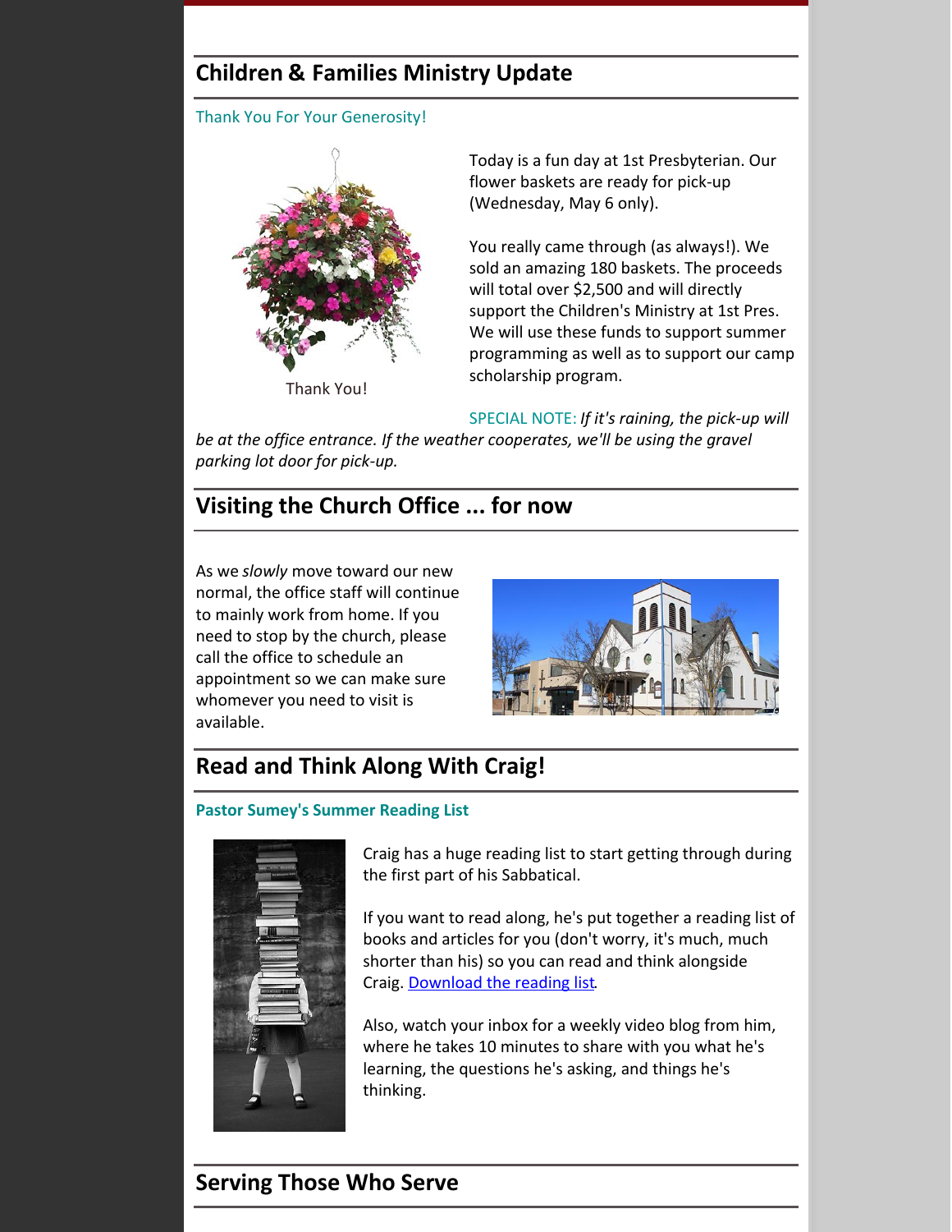## Children & Families Ministry Update

Thank You For Your Generosity!

Thank You!

Today is a fun day at 1st Presbyterian. Our flower baskets are ready for pick-up (Wednesday, May 6 only).

You really came through (as always!). We sold an amazing 180 baskets. The proceeds will total over $2,500 and will directly support the Children's Ministry at 1st Pres. We will use these funds to support summer programming as well as to support our camp scholarship program.

SPECIAL NOTE: *If it's raining, the pick-up will be at the office entrance. If the weather cooperates, we'll be using the gravel parking lot door for pick-up.*

## Visiting the Church Office ... for now

As we *slowly* move toward our new normal, the office staff will continue to mainly work from home. If you need to stop by the church, please call the office to schedule an appointment so we can make sure whomever you need to visit is available.

## Read and Think Along With Craig!

**Pastor Sumey's Summer Reading List**

Craig has a huge reading list to start getting through during the first part of his Sabbatical.

If you want to read along, he's put together a reading list of books and articles for you (don't worry, it's much, much shorter than his) so you can read and think alongside Craig. Download the reading list.

Also, watch your inbox for a weekly video blog from him, where he takes 10 minutes to share with you what he's learning, the questions he's asking, and things he's thinking.

## Serving Those Who Serve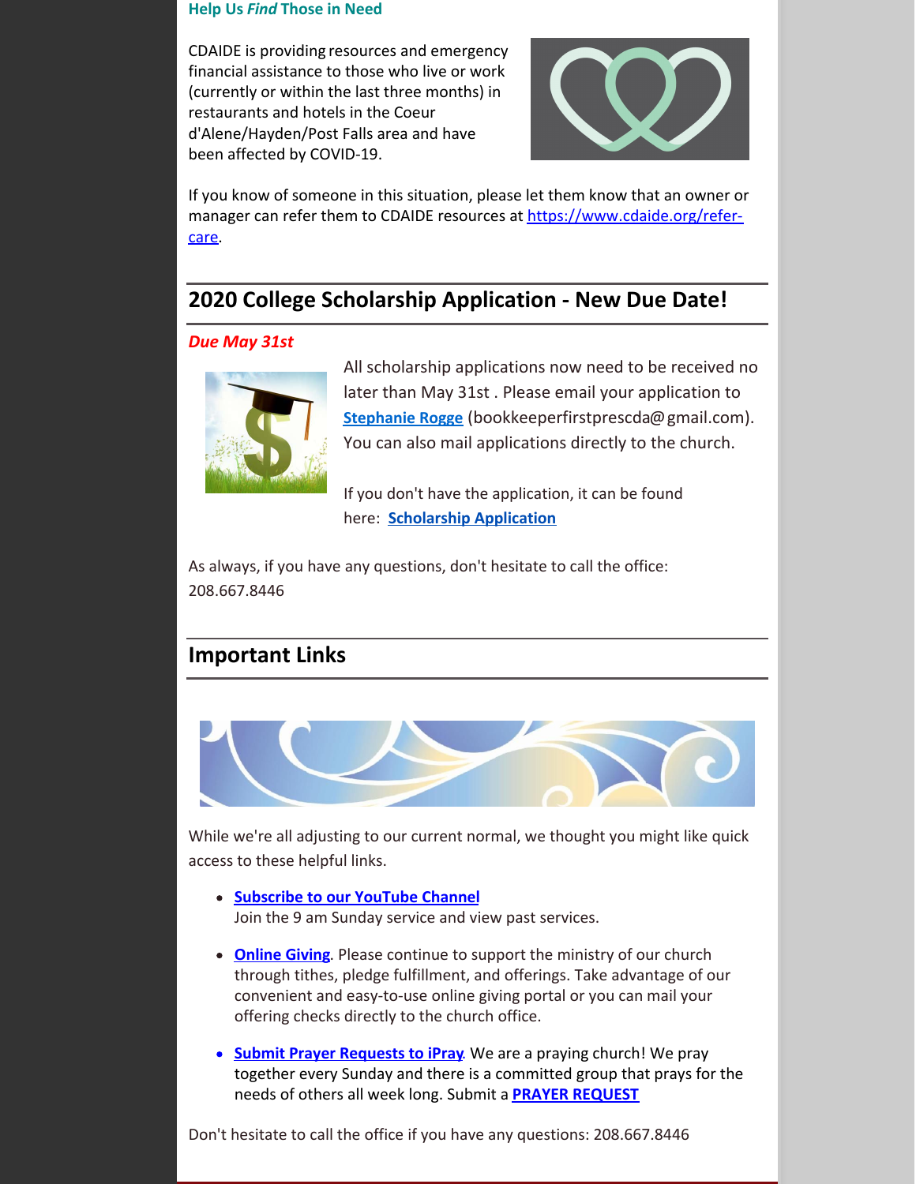### Help Us *Find* Those in Need

CDAIDE is providing resources and emergency financial assistance to those who live or work (currently or within the last three months) in restaurants and hotels in the Coeur d'Alene/Hayden/Post Falls area and have been affected by COVID-19.

If you know of someone in this situation, please let them know that an owner or manager can refer them to CDAIDE resources at https://www.cdaide.org/refer-care.

## 2020 College Scholarship Application - New Due Date!

***Due May 31st***

All scholarship applications now need to be received no later than May 31st . Please email your application to **Stephanie Rogge** (bookkeeperfirstprescda@gmail.com). You can also mail applications directly to the church.

If you don't have the application, it can be found here: **Scholarship Application**

As always, if you have any questions, don't hesitate to call the office: 208.667.8446

## Important Links

While we're all adjusting to our current normal, we thought you might like quick access to these helpful links.

- **Subscribe to our YouTube Channel**
  Join the 9 am Sunday service and view past services.
- **Online Giving**. Please continue to support the ministry of our church through tithes, pledge fulfillment, and offerings. Take advantage of our convenient and easy-to-use online giving portal or you can mail your offering checks directly to the church office.
- **Submit Prayer Requests to iPray**. We are a praying church! We pray together every Sunday and there is a committed group that prays for the needs of others all week long. Submit a **PRAYER REQUEST**

Don't hesitate to call the office if you have any questions: 208.667.8446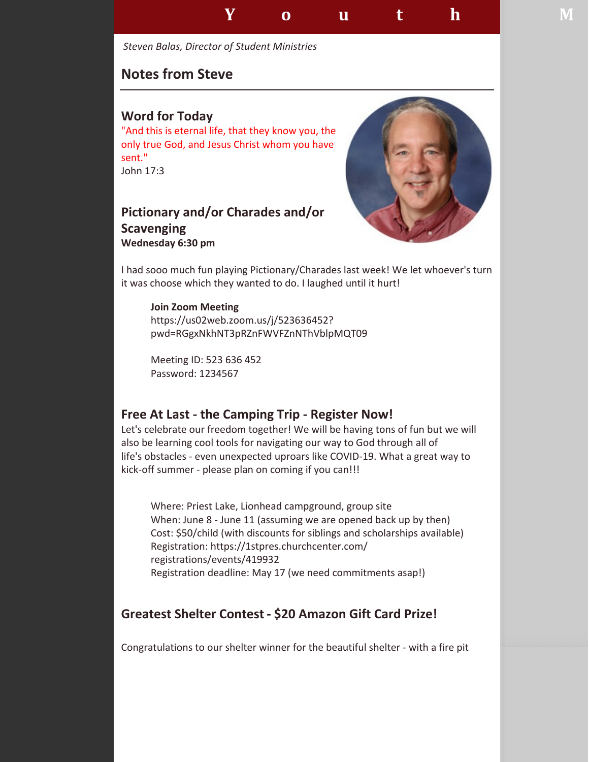# Youth M

*Steven Balas, Director of Student Ministries*

## Notes from Steve

### Word for Today

"And this is eternal life, that they know you, the only true God, and Jesus Christ whom you have sent."
John 17:3

### Pictionary and/or Charades and/or Scavenging

**Wednesday 6:30 pm**

I had sooo much fun playing Pictionary/Charades last week! We let whoever's turn it was choose which they wanted to do. I laughed until it hurt!

**Join Zoom Meeting**
https://us02web.zoom.us/j/523636452?pwd=RGgxNkhNT3pRZnFWVFZnNThVblpMQT09

Meeting ID: 523 636 452
Password: 1234567

### Free At Last - the Camping Trip - Register Now!

Let's celebrate our freedom together! We will be having tons of fun but we will also be learning cool tools for navigating our way to God through all of life's obstacles - even unexpected uproars like COVID-19. What a great way to kick-off summer - please plan on coming if you can!!!

Where: Priest Lake, Lionhead campground, group site
When: June 8 - June 11 (assuming we are opened back up by then)
Cost: $50/child (with discounts for siblings and scholarships available)
Registration: https://1stpres.churchcenter.com/registrations/events/419932
Registration deadline: May 17 (we need commitments asap!)

### Greatest Shelter Contest - $20 Amazon Gift Card Prize!

Congratulations to our shelter winner for the beautiful shelter - with a fire pit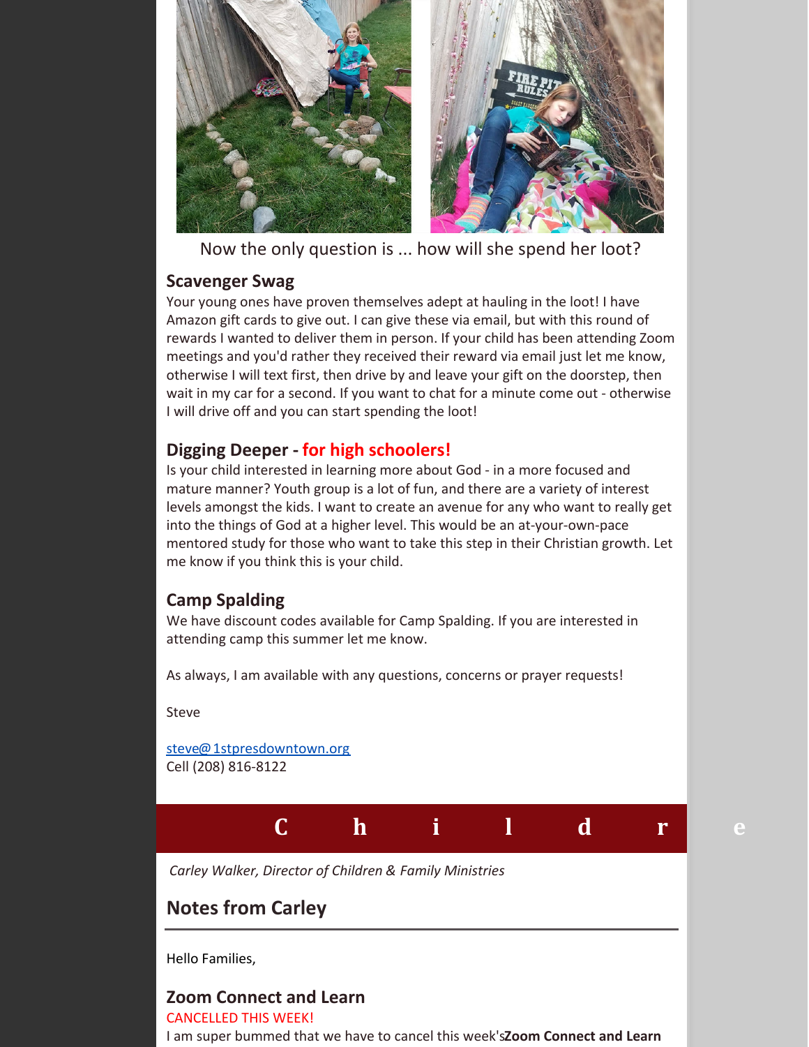Now the only question is ... how will she spend her loot?

### Scavenger Swag

Your young ones have proven themselves adept at hauling in the loot! I have Amazon gift cards to give out. I can give these via email, but with this round of rewards I wanted to deliver them in person. If your child has been attending Zoom meetings and you'd rather they received their reward via email just let me know, otherwise I will text first, then drive by and leave your gift on the doorstep, then wait in my car for a second. If you want to chat for a minute come out - otherwise I will drive off and you can start spending the loot!

### Digging Deeper - for high schoolers!

Is your child interested in learning more about God - in a more focused and mature manner? Youth group is a lot of fun, and there are a variety of interest levels amongst the kids. I want to create an avenue for any who want to really get into the things of God at a higher level. This would be an at-your-own-pace mentored study for those who want to take this step in their Christian growth. Let me know if you think this is your child.

### Camp Spalding

We have discount codes available for Camp Spalding. If you are interested in attending camp this summer let me know.

As always, I am available with any questions, concerns or prayer requests!

Steve

steve@1stpresdowntown.org
Cell (208) 816-8122

## Children

*Carley Walker, Director of Children & Family Ministries*

## Notes from Carley

Hello Families,

### Zoom Connect and Learn

CANCELLED THIS WEEK!

I am super bummed that we have to cancel this week's **Zoom Connect and Learn**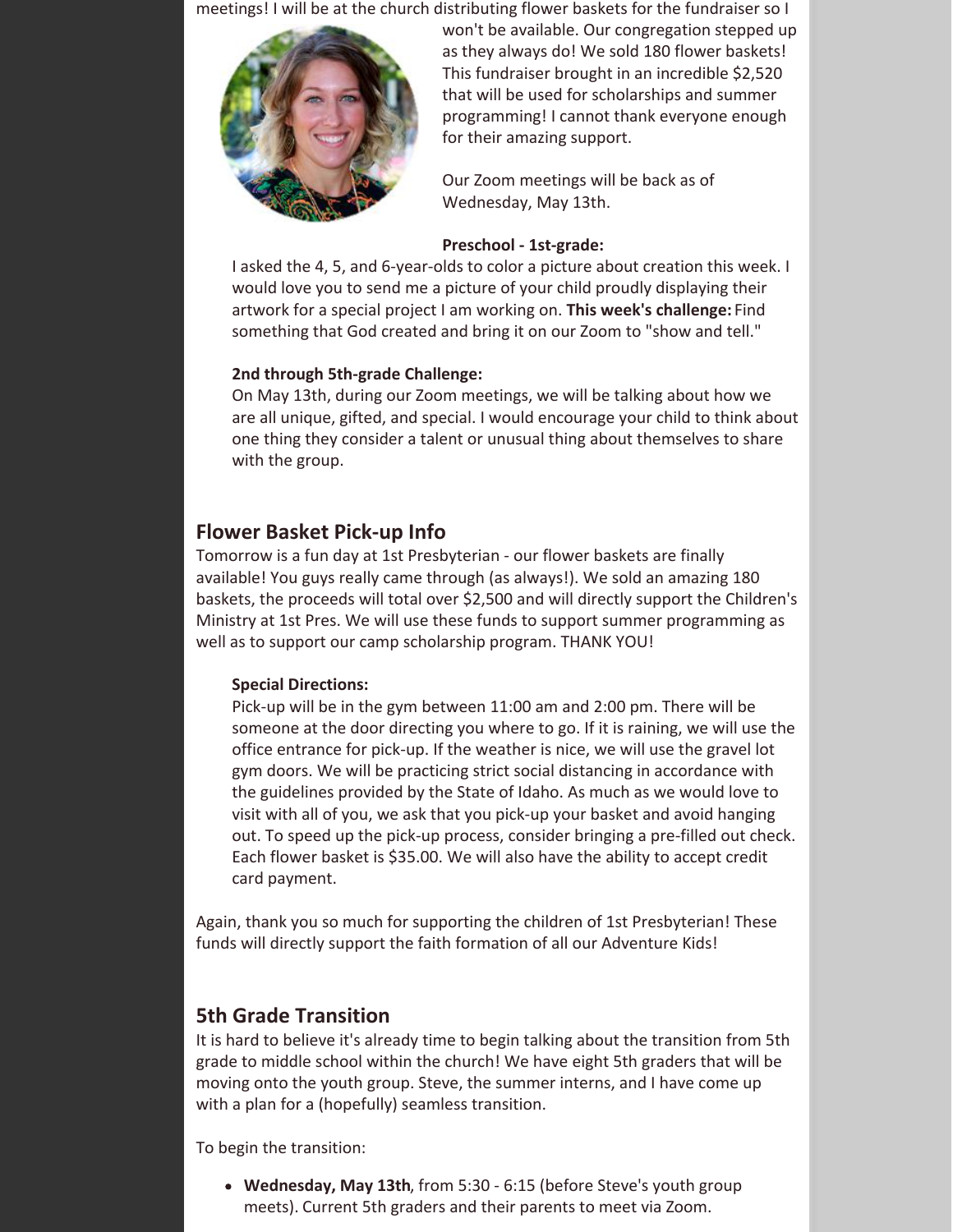meetings! I will be at the church distributing flower baskets for the fundraiser so I won't be available. Our congregation stepped up as they always do! We sold 180 flower baskets! This fundraiser brought in an incredible $2,520 that will be used for scholarships and summer programming! I cannot thank everyone enough for their amazing support.

Our Zoom meetings will be back as of Wednesday, May 13th.

**Preschool - 1st-grade:**

I asked the 4, 5, and 6-year-olds to color a picture about creation this week. I would love you to send me a picture of your child proudly displaying their artwork for a special project I am working on. **This week's challenge:** Find something that God created and bring it on our Zoom to "show and tell."

**2nd through 5th-grade Challenge:**

On May 13th, during our Zoom meetings, we will be talking about how we are all unique, gifted, and special. I would encourage your child to think about one thing they consider a talent or unusual thing about themselves to share with the group.

## Flower Basket Pick-up Info

Tomorrow is a fun day at 1st Presbyterian - our flower baskets are finally available! You guys really came through (as always!). We sold an amazing 180 baskets, the proceeds will total over $2,500 and will directly support the Children's Ministry at 1st Pres. We will use these funds to support summer programming as well as to support our camp scholarship program. THANK YOU!

**Special Directions:**

Pick-up will be in the gym between 11:00 am and 2:00 pm. There will be someone at the door directing you where to go. If it is raining, we will use the office entrance for pick-up. If the weather is nice, we will use the gravel lot gym doors. We will be practicing strict social distancing in accordance with the guidelines provided by the State of Idaho. As much as we would love to visit with all of you, we ask that you pick-up your basket and avoid hanging out. To speed up the pick-up process, consider bringing a pre-filled out check. Each flower basket is $35.00. We will also have the ability to accept credit card payment.

Again, thank you so much for supporting the children of 1st Presbyterian! These funds will directly support the faith formation of all our Adventure Kids!

## 5th Grade Transition

It is hard to believe it's already time to begin talking about the transition from 5th grade to middle school within the church! We have eight 5th graders that will be moving onto the youth group. Steve, the summer interns, and I have come up with a plan for a (hopefully) seamless transition.

To begin the transition:

- **Wednesday, May 13th**, from 5:30 - 6:15 (before Steve's youth group meets). Current 5th graders and their parents to meet via Zoom.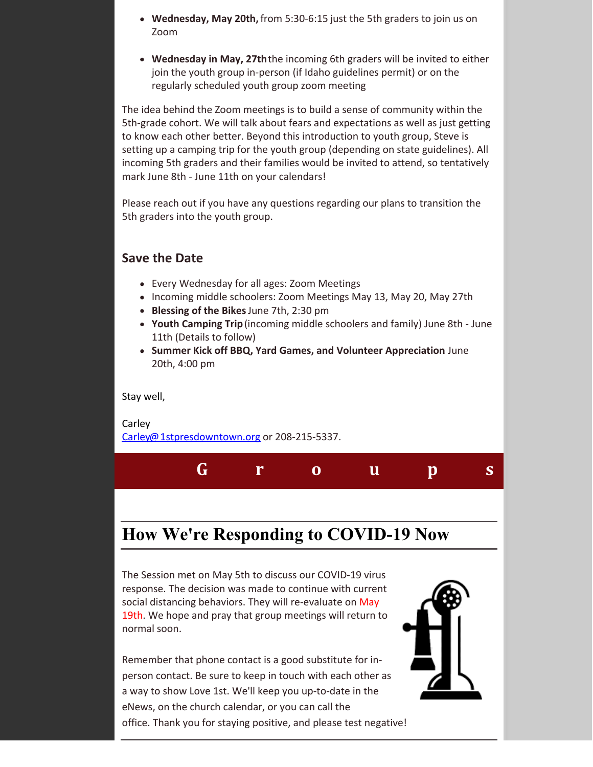- **Wednesday, May 20th,** from 5:30-6:15 just the 5th graders to join us on Zoom

- **Wednesday in May, 27th** the incoming 6th graders will be invited to either join the youth group in-person (if Idaho guidelines permit) or on the regularly scheduled youth group zoom meeting

The idea behind the Zoom meetings is to build a sense of community within the 5th-grade cohort. We will talk about fears and expectations as well as just getting to know each other better. Beyond this introduction to youth group, Steve is setting up a camping trip for the youth group (depending on state guidelines). All incoming 5th graders and their families would be invited to attend, so tentatively mark June 8th - June 11th on your calendars!

Please reach out if you have any questions regarding our plans to transition the 5th graders into the youth group.

### Save the Date

- Every Wednesday for all ages: Zoom Meetings
- Incoming middle schoolers: Zoom Meetings May 13, May 20, May 27th
- **Blessing of the Bikes** June 7th, 2:30 pm
- **Youth Camping Trip** (incoming middle schoolers and family) June 8th - June 11th (Details to follow)
- **Summer Kick off BBQ, Yard Games, and Volunteer Appreciation** June 20th, 4:00 pm

Stay well,

Carley
Carley@1stpresdowntown.org or 208-215-5337.

## Groups

## How We're Responding to COVID-19 Now

The Session met on May 5th to discuss our COVID-19 virus response. The decision was made to continue with current social distancing behaviors. They will re-evaluate on May 19th. We hope and pray that group meetings will return to normal soon.

Remember that phone contact is a good substitute for in-person contact. Be sure to keep in touch with each other as a way to show Love 1st. We'll keep you up-to-date in the eNews, on the church calendar, or you can call the office. Thank you for staying positive, and please test negative!